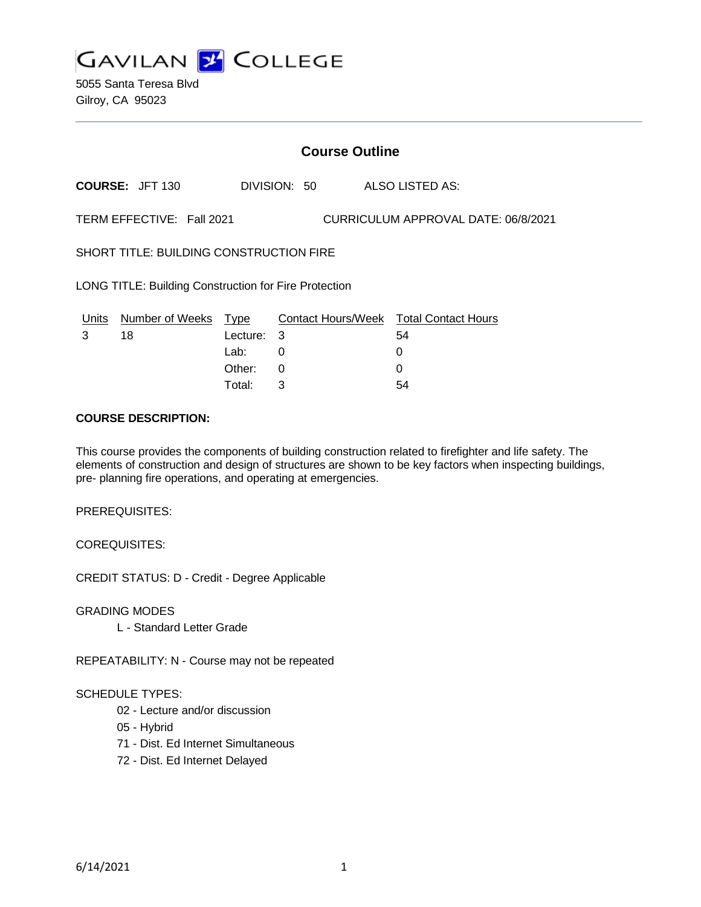# GAVILAN COLLEGE

5055 Santa Teresa Blvd
Gilroy, CA 95023

## Course Outline

**COURSE:** JFT 130 DIVISION: 50 ALSO LISTED AS:

TERM EFFECTIVE: Fall 2021 CURRICULUM APPROVAL DATE: 06/8/2021

SHORT TITLE: BUILDING CONSTRUCTION FIRE

LONG TITLE: Building Construction for Fire Protection

| Units | Number of Weeks | Type | Contact Hours/Week | Total Contact Hours |
|---|---|---|---|---|
| 3 | 18 | Lecture: | 3 | 54 |
| | | Lab: | 0 | 0 |
| | | Other: | 0 | 0 |
| | | Total: | 3 | 54 |

**COURSE DESCRIPTION:**

This course provides the components of building construction related to firefighter and life safety. The elements of construction and design of structures are shown to be key factors when inspecting buildings, pre- planning fire operations, and operating at emergencies.

PREREQUISITES:

COREQUISITES:

CREDIT STATUS: D - Credit - Degree Applicable

GRADING MODES

L - Standard Letter Grade

REPEATABILITY: N - Course may not be repeated

SCHEDULE TYPES:

02 - Lecture and/or discussion
05 - Hybrid
71 - Dist. Ed Internet Simultaneous
72 - Dist. Ed Internet Delayed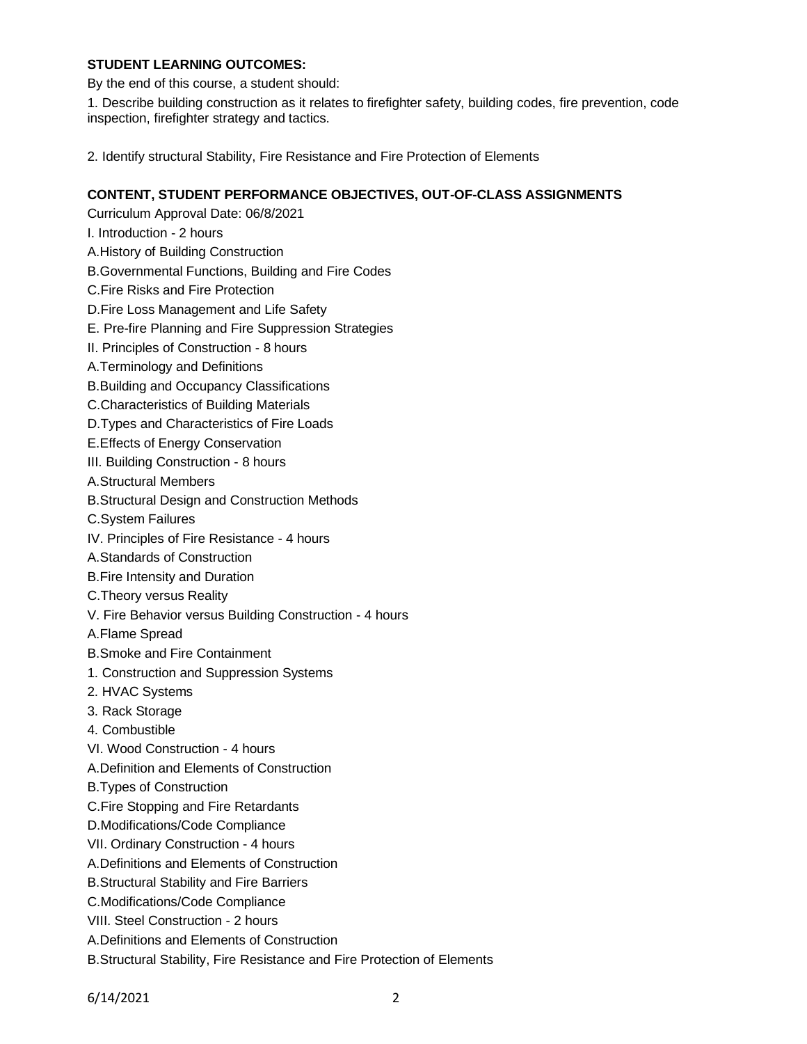**STUDENT LEARNING OUTCOMES:**

By the end of this course, a student should:

1. Describe building construction as it relates to firefighter safety, building codes, fire prevention, code inspection, firefighter strategy and tactics.

2. Identify structural Stability, Fire Resistance and Fire Protection of Elements

**CONTENT, STUDENT PERFORMANCE OBJECTIVES, OUT-OF-CLASS ASSIGNMENTS**

Curriculum Approval Date: 06/8/2021

I. Introduction - 2 hours

A.History of Building Construction

B.Governmental Functions, Building and Fire Codes

C.Fire Risks and Fire Protection

D.Fire Loss Management and Life Safety

E. Pre-fire Planning and Fire Suppression Strategies

II. Principles of Construction - 8 hours

A.Terminology and Definitions

B.Building and Occupancy Classifications

C.Characteristics of Building Materials

D.Types and Characteristics of Fire Loads

E.Effects of Energy Conservation

III. Building Construction - 8 hours

A.Structural Members

B.Structural Design and Construction Methods

C.System Failures

IV. Principles of Fire Resistance - 4 hours

A.Standards of Construction

B.Fire Intensity and Duration

C.Theory versus Reality

V. Fire Behavior versus Building Construction - 4 hours

A.Flame Spread

B.Smoke and Fire Containment

1. Construction and Suppression Systems

2. HVAC Systems

3. Rack Storage

4. Combustible

VI. Wood Construction - 4 hours

A.Definition and Elements of Construction

B.Types of Construction

C.Fire Stopping and Fire Retardants

D.Modifications/Code Compliance

VII. Ordinary Construction - 4 hours

A.Definitions and Elements of Construction

B.Structural Stability and Fire Barriers

C.Modifications/Code Compliance

VIII. Steel Construction - 2 hours

A.Definitions and Elements of Construction

B.Structural Stability, Fire Resistance and Fire Protection of Elements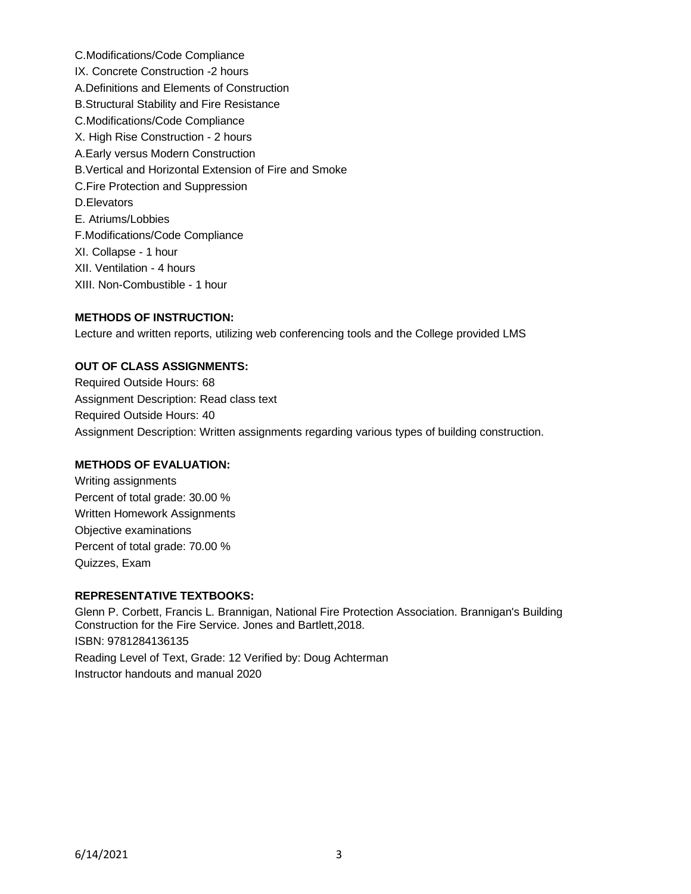C.Modifications/Code Compliance

IX. Concrete Construction -2 hours

A.Definitions and Elements of Construction

B.Structural Stability and Fire Resistance

C.Modifications/Code Compliance

X. High Rise Construction - 2 hours

A.Early versus Modern Construction

B.Vertical and Horizontal Extension of Fire and Smoke

C.Fire Protection and Suppression

D.Elevators

E. Atriums/Lobbies

F.Modifications/Code Compliance

XI. Collapse - 1 hour

XII. Ventilation - 4 hours

XIII. Non-Combustible - 1 hour

**METHODS OF INSTRUCTION:**

Lecture and written reports, utilizing web conferencing tools and the College provided LMS

**OUT OF CLASS ASSIGNMENTS:**

Required Outside Hours: 68

Assignment Description: Read class text

Required Outside Hours: 40

Assignment Description: Written assignments regarding various types of building construction.

**METHODS OF EVALUATION:**

Writing assignments

Percent of total grade: 30.00 %

Written Homework Assignments

Objective examinations

Percent of total grade: 70.00 %

Quizzes, Exam

**REPRESENTATIVE TEXTBOOKS:**

Glenn P. Corbett, Francis L. Brannigan, National Fire Protection Association. Brannigan's Building Construction for the Fire Service. Jones and Bartlett,2018.

ISBN: 9781284136135

Reading Level of Text, Grade: 12 Verified by: Doug Achterman

Instructor handouts and manual 2020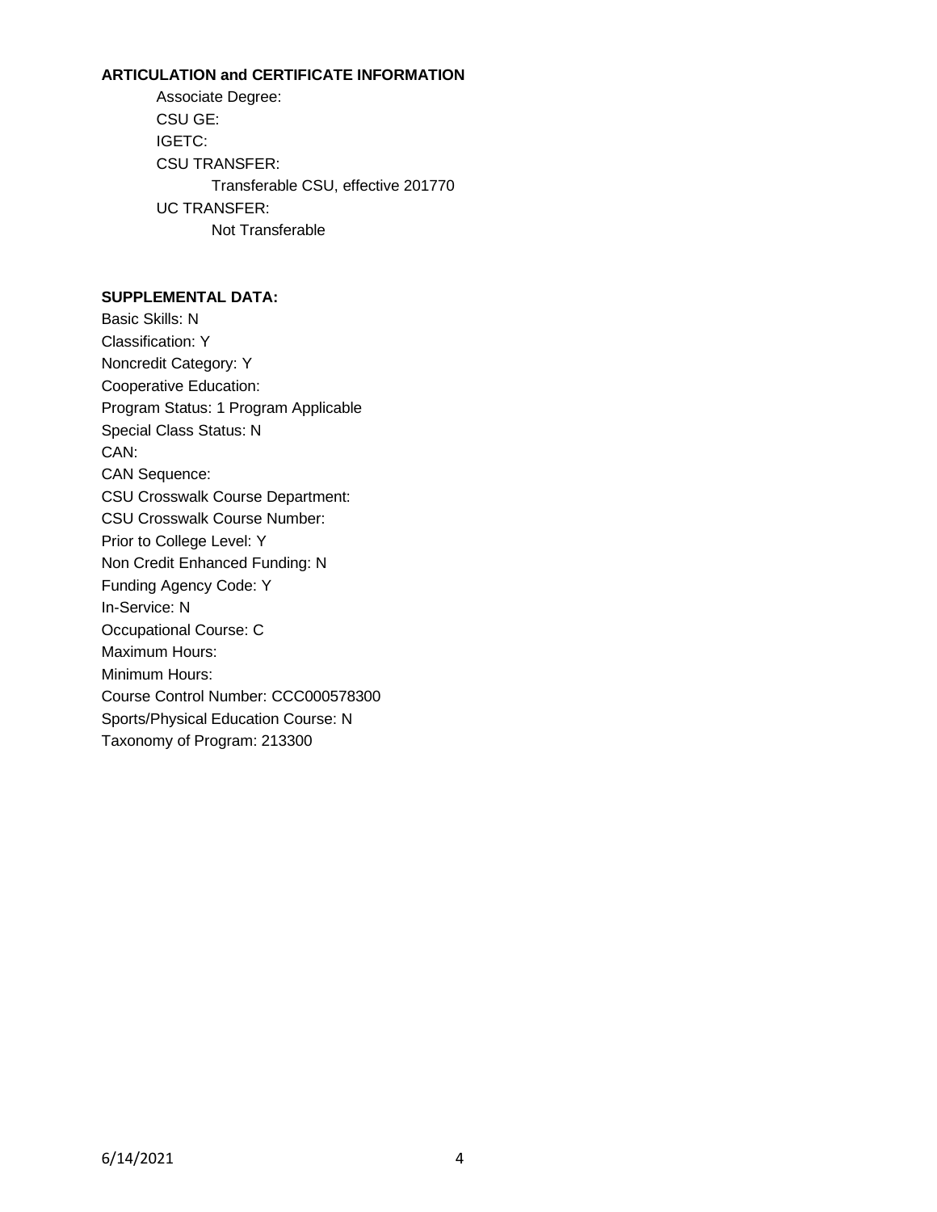**ARTICULATION and CERTIFICATE INFORMATION**

Associate Degree:

CSU GE:

IGETC:

CSU TRANSFER:

Transferable CSU, effective 201770

UC TRANSFER:

Not Transferable

**SUPPLEMENTAL DATA:**

Basic Skills: N

Classification: Y

Noncredit Category: Y

Cooperative Education:

Program Status: 1 Program Applicable

Special Class Status: N

CAN:

CAN Sequence:

CSU Crosswalk Course Department:

CSU Crosswalk Course Number:

Prior to College Level: Y

Non Credit Enhanced Funding: N

Funding Agency Code: Y

In-Service: N

Occupational Course: C

Maximum Hours:

Minimum Hours:

Course Control Number: CCC000578300

Sports/Physical Education Course: N

Taxonomy of Program: 213300